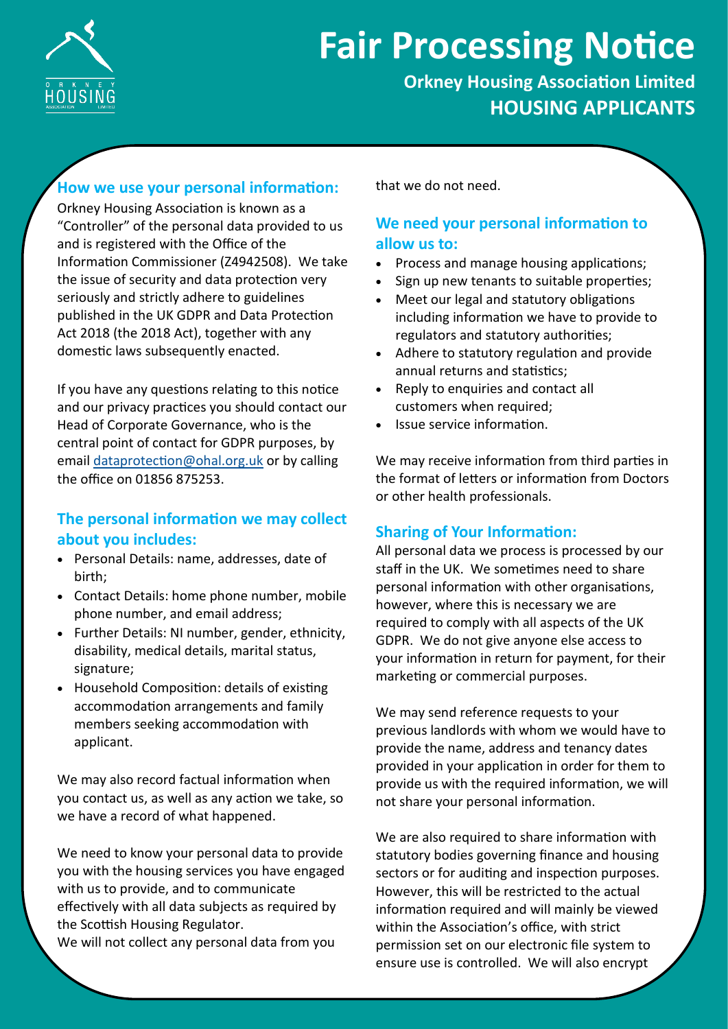# Fair Processing Notice

**Orkney Housing Association Limited**

**HOUSING APPLICANTS**

## How we use your personal information:

Orkney Housing Association is known as a "Controller" of the personal data provided to us and is registered with the Office of the Information Commissioner (Z4942508). We take the issue of security and data protection very seriously and strictly adhere to guidelines published in the UK GDPR and Data Protection Act 2018 (the 2018 Act), together with any domestic laws subsequently enacted.

If you have any questions relating to this notice and our privacy practices you should contact our Head of Corporate Governance, who is the central point of contact for GDPR purposes, by email dataprotection@ohal.org.uk or by calling the office on 01856 875253.

## The personal information we may collect about you includes:

- Personal Details: name, addresses, date of birth;
- Contact Details: home phone number, mobile phone number, and email address;
- Further Details: NI number, gender, ethnicity, disability, medical details, marital status, signature;
- Household Composition: details of existing accommodation arrangements and family members seeking accommodation with applicant.

We may also record factual information when you contact us, as well as any action we take, so we have a record of what happened.

We need to know your personal data to provide you with the housing services you have engaged with us to provide, and to communicate effectively with all data subjects as required by the Scottish Housing Regulator.
We will not collect any personal data from you that we do not need.

## We need your personal information to allow us to:

- Process and manage housing applications;
- Sign up new tenants to suitable properties;
- Meet our legal and statutory obligations including information we have to provide to regulators and statutory authorities;
- Adhere to statutory regulation and provide annual returns and statistics;
- Reply to enquiries and contact all customers when required;
- Issue service information.

We may receive information from third parties in the format of letters or information from Doctors or other health professionals.

## Sharing of Your Information:

All personal data we process is processed by our staff in the UK. We sometimes need to share personal information with other organisations, however, where this is necessary we are required to comply with all aspects of the UK GDPR. We do not give anyone else access to your information in return for payment, for their marketing or commercial purposes.

We may send reference requests to your previous landlords with whom we would have to provide the name, address and tenancy dates provided in your application in order for them to provide us with the required information, we will not share your personal information.

We are also required to share information with statutory bodies governing finance and housing sectors or for auditing and inspection purposes. However, this will be restricted to the actual information required and will mainly be viewed within the Association's office, with strict permission set on our electronic file system to ensure use is controlled. We will also encrypt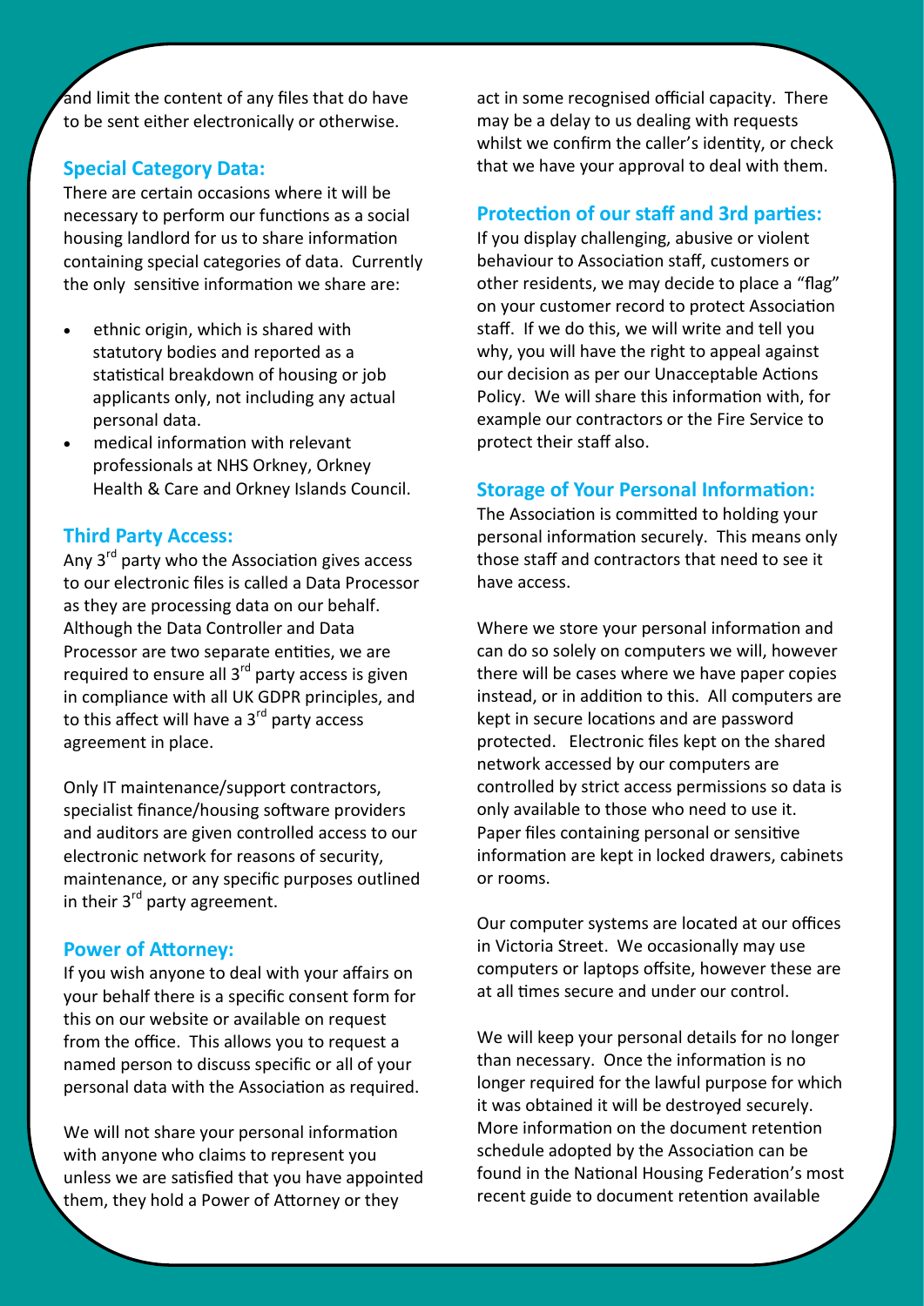and limit the content of any files that do have to be sent either electronically or otherwise.

## Special Category Data:

There are certain occasions where it will be necessary to perform our functions as a social housing landlord for us to share information containing special categories of data. Currently the only sensitive information we share are:

- ethnic origin, which is shared with statutory bodies and reported as a statistical breakdown of housing or job applicants only, not including any actual personal data.
- medical information with relevant professionals at NHS Orkney, Orkney Health & Care and Orkney Islands Council.

## Third Party Access:

Any 3rd party who the Association gives access to our electronic files is called a Data Processor as they are processing data on our behalf. Although the Data Controller and Data Processor are two separate entities, we are required to ensure all 3rd party access is given in compliance with all UK GDPR principles, and to this affect will have a 3rd party access agreement in place.

Only IT maintenance/support contractors, specialist finance/housing software providers and auditors are given controlled access to our electronic network for reasons of security, maintenance, or any specific purposes outlined in their 3rd party agreement.

## Power of Attorney:

If you wish anyone to deal with your affairs on your behalf there is a specific consent form for this on our website or available on request from the office. This allows you to request a named person to discuss specific or all of your personal data with the Association as required.

We will not share your personal information with anyone who claims to represent you unless we are satisfied that you have appointed them, they hold a Power of Attorney or they act in some recognised official capacity. There may be a delay to us dealing with requests whilst we confirm the caller's identity, or check that we have your approval to deal with them.

## Protection of our staff and 3rd parties:

If you display challenging, abusive or violent behaviour to Association staff, customers or other residents, we may decide to place a "flag" on your customer record to protect Association staff. If we do this, we will write and tell you why, you will have the right to appeal against our decision as per our Unacceptable Actions Policy. We will share this information with, for example our contractors or the Fire Service to protect their staff also.

## Storage of Your Personal Information:

The Association is committed to holding your personal information securely. This means only those staff and contractors that need to see it have access.

Where we store your personal information and can do so solely on computers we will, however there will be cases where we have paper copies instead, or in addition to this. All computers are kept in secure locations and are password protected. Electronic files kept on the shared network accessed by our computers are controlled by strict access permissions so data is only available to those who need to use it. Paper files containing personal or sensitive information are kept in locked drawers, cabinets or rooms.

Our computer systems are located at our offices in Victoria Street. We occasionally may use computers or laptops offsite, however these are at all times secure and under our control.

We will keep your personal details for no longer than necessary. Once the information is no longer required for the lawful purpose for which it was obtained it will be destroyed securely. More information on the document retention schedule adopted by the Association can be found in the National Housing Federation's most recent guide to document retention available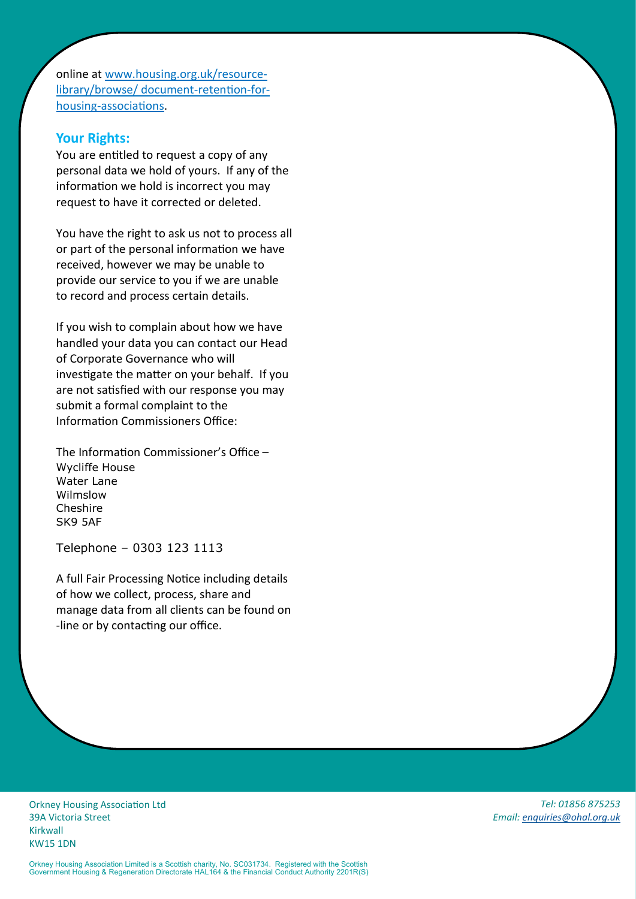online at [www.housing.org.uk/resource-library/browse/ document-retention-for-housing-associations](www.housing.org.uk/resource-library/browse/document-retention-for-housing-associations).

## Your Rights:

You are entitled to request a copy of any personal data we hold of yours. If any of the information we hold is incorrect you may request to have it corrected or deleted.

You have the right to ask us not to process all or part of the personal information we have received, however we may be unable to provide our service to you if we are unable to record and process certain details.

If you wish to complain about how we have handled your data you can contact our Head of Corporate Governance who will investigate the matter on your behalf. If you are not satisfied with our response you may submit a formal complaint to the Information Commissioners Office:

The Information Commissioner's Office –
Wycliffe House
Water Lane
Wilmslow
Cheshire
SK9 5AF

Telephone – 0303 123 1113

A full Fair Processing Notice including details of how we collect, process, share and manage data from all clients can be found on -line or by contacting our office.

Orkney Housing Association Ltd
39A Victoria Street
Kirkwall
KW15 1DN

*Tel: 01856 875253*
*Email: [enquiries@ohal.org.uk](mailto:enquiries@ohal.org.uk)*

Orkney Housing Association Limited is a Scottish charity, No. SC031734. Registered with the Scottish Government Housing & Regeneration Directorate HAL164 & the Financial Conduct Authority 2201R(S)